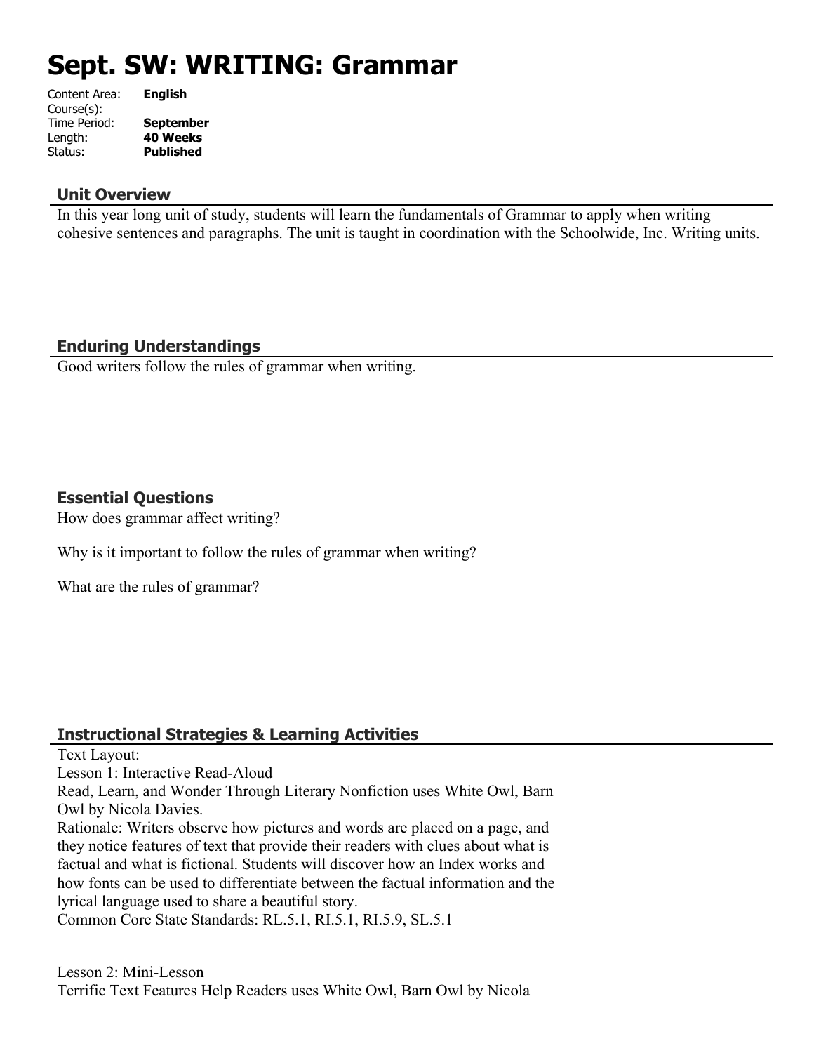# Sept. SW: WRITING: Grammar

Content Area: **English**
Course(s):
Time Period: **September**
Length: **40 Weeks**
Status: **Published**

## Unit Overview

In this year long unit of study, students will learn the fundamentals of Grammar to apply when writing cohesive sentences and paragraphs. The unit is taught in coordination with the Schoolwide, Inc. Writing units.

## Enduring Understandings

Good writers follow the rules of grammar when writing.

## Essential Questions

How does grammar affect writing?

Why is it important to follow the rules of grammar when writing?

What are the rules of grammar?

## Instructional Strategies & Learning Activities

Text Layout:
Lesson 1: Interactive Read-Aloud
Read, Learn, and Wonder Through Literary Nonfiction uses White Owl, Barn Owl by Nicola Davies.
Rationale: Writers observe how pictures and words are placed on a page, and they notice features of text that provide their readers with clues about what is factual and what is fictional. Students will discover how an Index works and how fonts can be used to differentiate between the factual information and the lyrical language used to share a beautiful story.
Common Core State Standards: RL.5.1, RI.5.1, RI.5.9, SL.5.1

Lesson 2: Mini-Lesson
Terrific Text Features Help Readers uses White Owl, Barn Owl by Nicola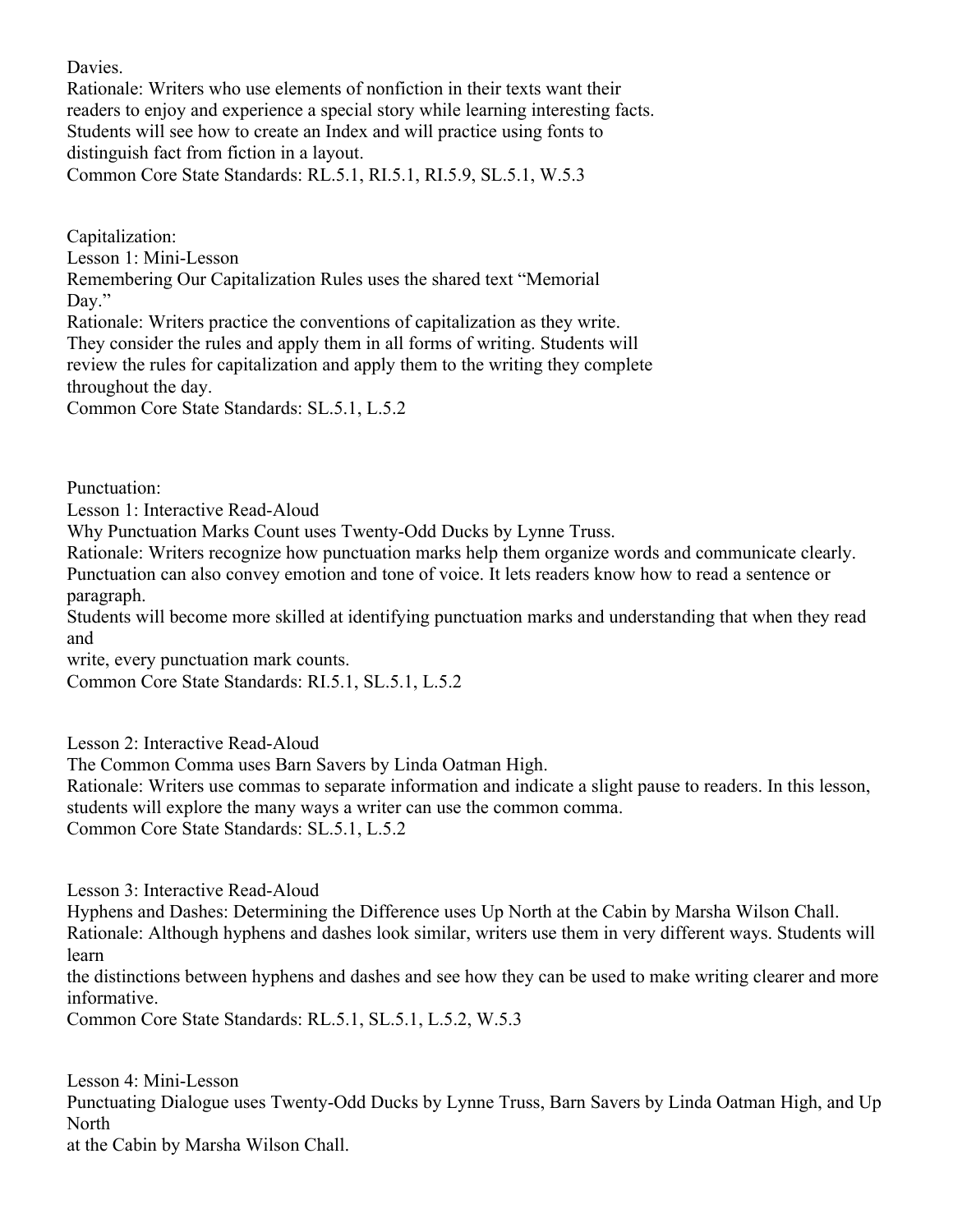Davies.

Rationale: Writers who use elements of nonfiction in their texts want their readers to enjoy and experience a special story while learning interesting facts. Students will see how to create an Index and will practice using fonts to distinguish fact from fiction in a layout.

Common Core State Standards: RL.5.1, RI.5.1, RI.5.9, SL.5.1, W.5.3

Capitalization:

Lesson 1: Mini-Lesson

Remembering Our Capitalization Rules uses the shared text "Memorial Day."

Rationale: Writers practice the conventions of capitalization as they write. They consider the rules and apply them in all forms of writing. Students will review the rules for capitalization and apply them to the writing they complete throughout the day.

Common Core State Standards: SL.5.1, L.5.2

Punctuation:

Lesson 1: Interactive Read-Aloud

Why Punctuation Marks Count uses Twenty-Odd Ducks by Lynne Truss.

Rationale: Writers recognize how punctuation marks help them organize words and communicate clearly. Punctuation can also convey emotion and tone of voice. It lets readers know how to read a sentence or paragraph.

Students will become more skilled at identifying punctuation marks and understanding that when they read and write, every punctuation mark counts.

Common Core State Standards: RI.5.1, SL.5.1, L.5.2

Lesson 2: Interactive Read-Aloud

The Common Comma uses Barn Savers by Linda Oatman High.

Rationale: Writers use commas to separate information and indicate a slight pause to readers. In this lesson, students will explore the many ways a writer can use the common comma.

Common Core State Standards: SL.5.1, L.5.2

Lesson 3: Interactive Read-Aloud

Hyphens and Dashes: Determining the Difference uses Up North at the Cabin by Marsha Wilson Chall.

Rationale: Although hyphens and dashes look similar, writers use them in very different ways. Students will learn the distinctions between hyphens and dashes and see how they can be used to make writing clearer and more informative.

Common Core State Standards: RL.5.1, SL.5.1, L.5.2, W.5.3

Lesson 4: Mini-Lesson

Punctuating Dialogue uses Twenty-Odd Ducks by Lynne Truss, Barn Savers by Linda Oatman High, and Up North at the Cabin by Marsha Wilson Chall.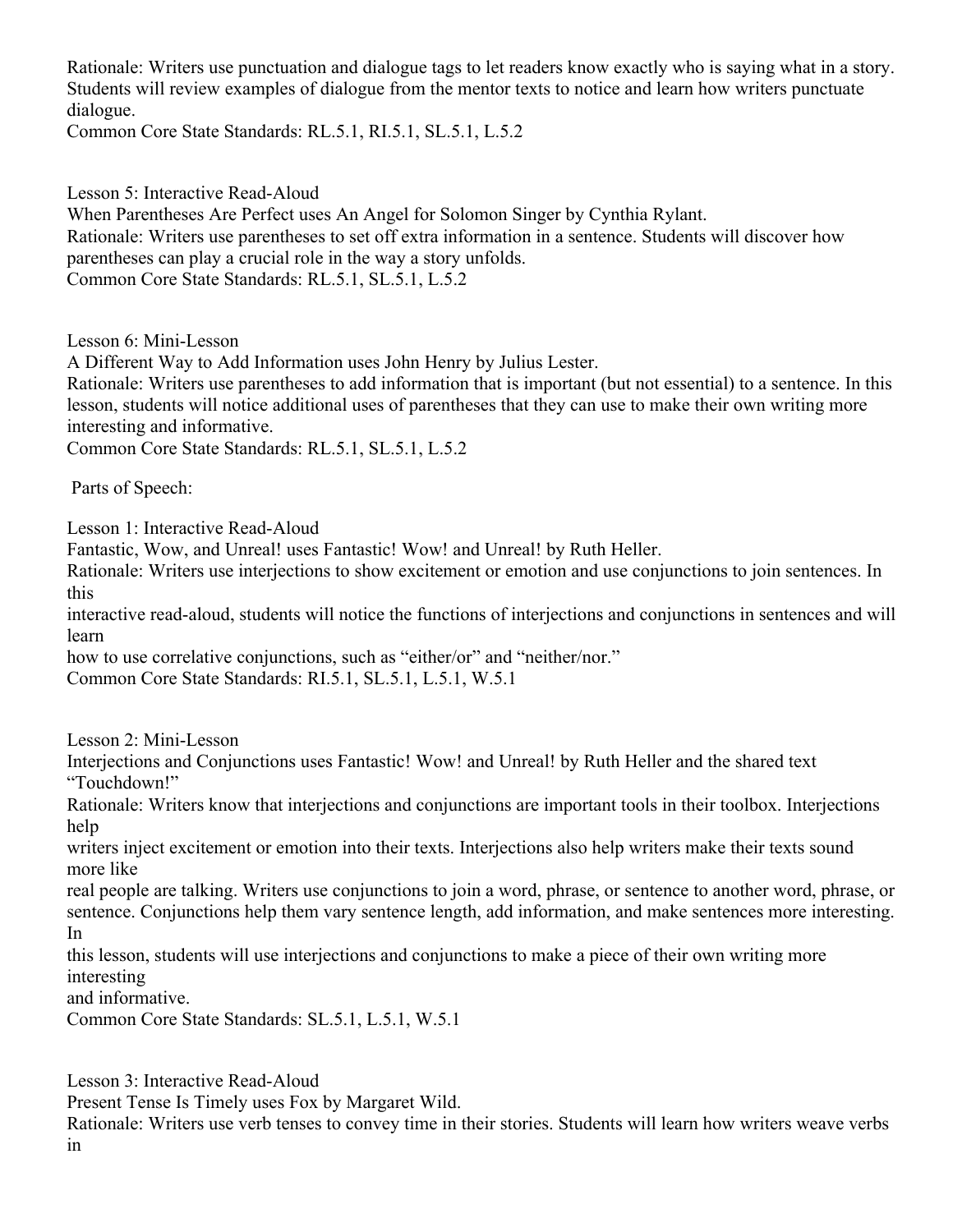Rationale: Writers use punctuation and dialogue tags to let readers know exactly who is saying what in a story. Students will review examples of dialogue from the mentor texts to notice and learn how writers punctuate dialogue.
Common Core State Standards: RL.5.1, RI.5.1, SL.5.1, L.5.2

Lesson 5: Interactive Read-Aloud
When Parentheses Are Perfect uses An Angel for Solomon Singer by Cynthia Rylant.
Rationale: Writers use parentheses to set off extra information in a sentence. Students will discover how parentheses can play a crucial role in the way a story unfolds.
Common Core State Standards: RL.5.1, SL.5.1, L.5.2

Lesson 6: Mini-Lesson
A Different Way to Add Information uses John Henry by Julius Lester.
Rationale: Writers use parentheses to add information that is important (but not essential) to a sentence. In this lesson, students will notice additional uses of parentheses that they can use to make their own writing more interesting and informative.
Common Core State Standards: RL.5.1, SL.5.1, L.5.2

Parts of Speech:

Lesson 1: Interactive Read-Aloud
Fantastic, Wow, and Unreal! uses Fantastic! Wow! and Unreal! by Ruth Heller.
Rationale: Writers use interjections to show excitement or emotion and use conjunctions to join sentences. In this interactive read-aloud, students will notice the functions of interjections and conjunctions in sentences and will learn how to use correlative conjunctions, such as "either/or" and "neither/nor."
Common Core State Standards: RI.5.1, SL.5.1, L.5.1, W.5.1

Lesson 2: Mini-Lesson
Interjections and Conjunctions uses Fantastic! Wow! and Unreal! by Ruth Heller and the shared text "Touchdown!"
Rationale: Writers know that interjections and conjunctions are important tools in their toolbox. Interjections help writers inject excitement or emotion into their texts. Interjections also help writers make their texts sound more like real people are talking. Writers use conjunctions to join a word, phrase, or sentence to another word, phrase, or sentence. Conjunctions help them vary sentence length, add information, and make sentences more interesting. In this lesson, students will use interjections and conjunctions to make a piece of their own writing more interesting and informative.
Common Core State Standards: SL.5.1, L.5.1, W.5.1

Lesson 3: Interactive Read-Aloud
Present Tense Is Timely uses Fox by Margaret Wild.
Rationale: Writers use verb tenses to convey time in their stories. Students will learn how writers weave verbs in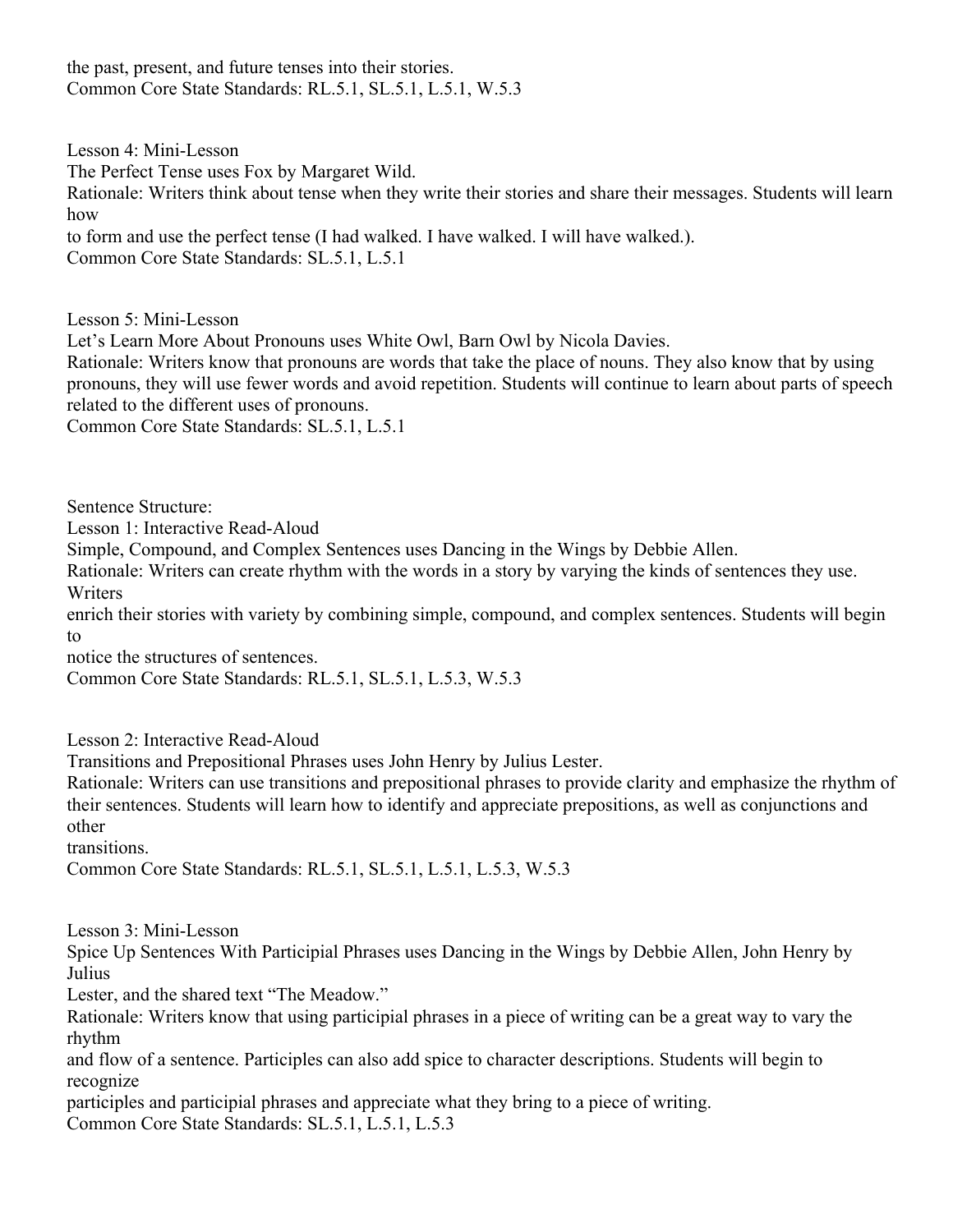the past, present, and future tenses into their stories.
Common Core State Standards: RL.5.1, SL.5.1, L.5.1, W.5.3

Lesson 4: Mini-Lesson
The Perfect Tense uses Fox by Margaret Wild.
Rationale: Writers think about tense when they write their stories and share their messages. Students will learn how to form and use the perfect tense (I had walked. I have walked. I will have walked.).
Common Core State Standards: SL.5.1, L.5.1

Lesson 5: Mini-Lesson
Let's Learn More About Pronouns uses White Owl, Barn Owl by Nicola Davies.
Rationale: Writers know that pronouns are words that take the place of nouns. They also know that by using pronouns, they will use fewer words and avoid repetition. Students will continue to learn about parts of speech related to the different uses of pronouns.
Common Core State Standards: SL.5.1, L.5.1

Sentence Structure:
Lesson 1: Interactive Read-Aloud
Simple, Compound, and Complex Sentences uses Dancing in the Wings by Debbie Allen.
Rationale: Writers can create rhythm with the words in a story by varying the kinds of sentences they use. Writers enrich their stories with variety by combining simple, compound, and complex sentences. Students will begin to notice the structures of sentences.
Common Core State Standards: RL.5.1, SL.5.1, L.5.3, W.5.3

Lesson 2: Interactive Read-Aloud
Transitions and Prepositional Phrases uses John Henry by Julius Lester.
Rationale: Writers can use transitions and prepositional phrases to provide clarity and emphasize the rhythm of their sentences. Students will learn how to identify and appreciate prepositions, as well as conjunctions and other transitions.
Common Core State Standards: RL.5.1, SL.5.1, L.5.1, L.5.3, W.5.3

Lesson 3: Mini-Lesson
Spice Up Sentences With Participial Phrases uses Dancing in the Wings by Debbie Allen, John Henry by Julius Lester, and the shared text "The Meadow."
Rationale: Writers know that using participial phrases in a piece of writing can be a great way to vary the rhythm and flow of a sentence. Participles can also add spice to character descriptions. Students will begin to recognize participles and participial phrases and appreciate what they bring to a piece of writing.
Common Core State Standards: SL.5.1, L.5.1, L.5.3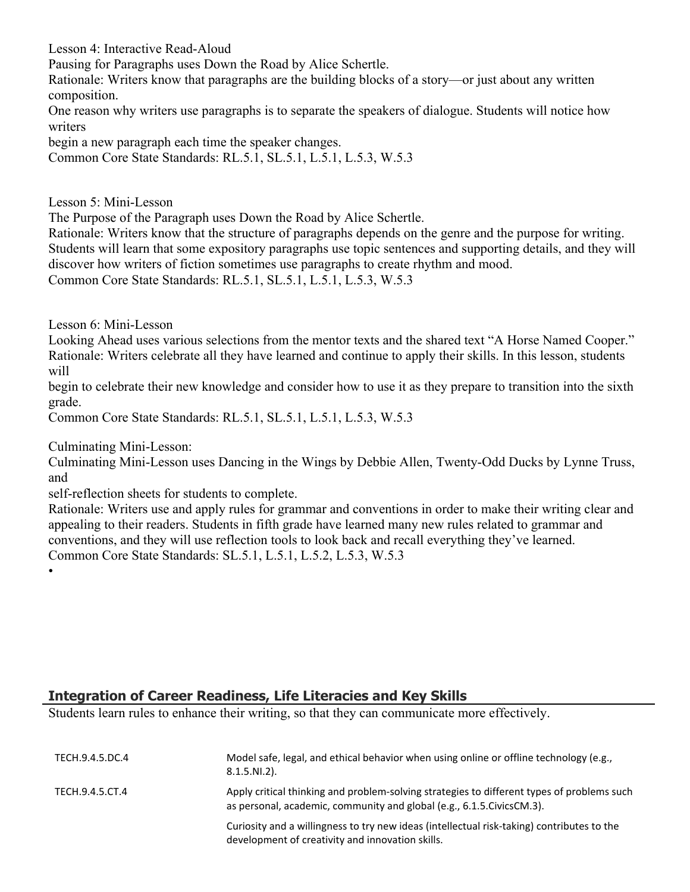Lesson 4: Interactive Read-Aloud
Pausing for Paragraphs uses Down the Road by Alice Schertle.
Rationale: Writers know that paragraphs are the building blocks of a story—or just about any written composition.
One reason why writers use paragraphs is to separate the speakers of dialogue. Students will notice how writers
begin a new paragraph each time the speaker changes.
Common Core State Standards: RL.5.1, SL.5.1, L.5.1, L.5.3, W.5.3

Lesson 5: Mini-Lesson
The Purpose of the Paragraph uses Down the Road by Alice Schertle.
Rationale: Writers know that the structure of paragraphs depends on the genre and the purpose for writing. Students will learn that some expository paragraphs use topic sentences and supporting details, and they will discover how writers of fiction sometimes use paragraphs to create rhythm and mood.
Common Core State Standards: RL.5.1, SL.5.1, L.5.1, L.5.3, W.5.3

Lesson 6: Mini-Lesson
Looking Ahead uses various selections from the mentor texts and the shared text "A Horse Named Cooper."
Rationale: Writers celebrate all they have learned and continue to apply their skills. In this lesson, students will
begin to celebrate their new knowledge and consider how to use it as they prepare to transition into the sixth grade.
Common Core State Standards: RL.5.1, SL.5.1, L.5.1, L.5.3, W.5.3

Culminating Mini-Lesson:
Culminating Mini-Lesson uses Dancing in the Wings by Debbie Allen, Twenty-Odd Ducks by Lynne Truss, and
self-reflection sheets for students to complete.
Rationale: Writers use and apply rules for grammar and conventions in order to make their writing clear and appealing to their readers. Students in fifth grade have learned many new rules related to grammar and conventions, and they will use reflection tools to look back and recall everything they've learned.
Common Core State Standards: SL.5.1, L.5.1, L.5.2, L.5.3, W.5.3

- 

## Integration of Career Readiness, Life Literacies and Key Skills

Students learn rules to enhance their writing, so that they can communicate more effectively.

| | |
|---|---|
| TECH.9.4.5.DC.4 | Model safe, legal, and ethical behavior when using online or offline technology (e.g., 8.1.5.NI.2). |
| TECH.9.4.5.CT.4 | Apply critical thinking and problem-solving strategies to different types of problems such as personal, academic, community and global (e.g., 6.1.5.CivicsCM.3). |
| | Curiosity and a willingness to try new ideas (intellectual risk-taking) contributes to the development of creativity and innovation skills. |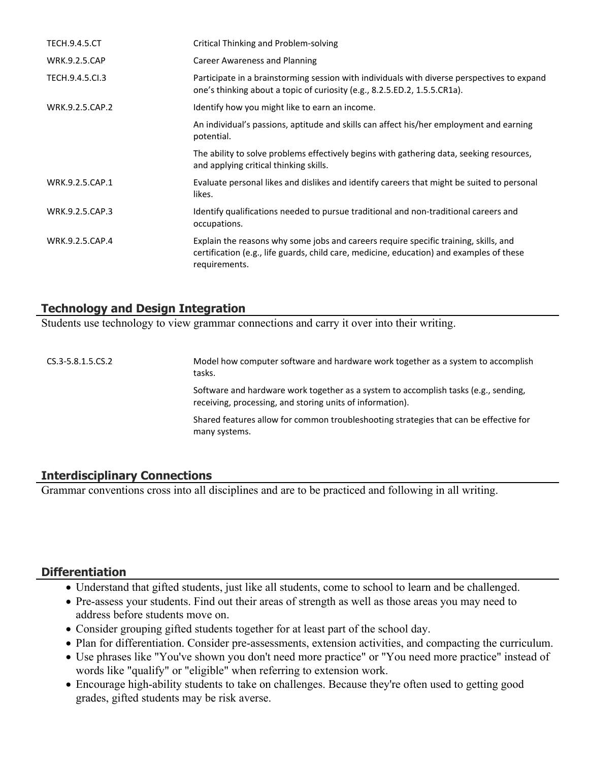| | |
|---|---|
| TECH.9.4.5.CT | Critical Thinking and Problem-solving |
| WRK.9.2.5.CAP | Career Awareness and Planning |
| TECH.9.4.5.CI.3 | Participate in a brainstorming session with individuals with diverse perspectives to expand one's thinking about a topic of curiosity (e.g., 8.2.5.ED.2, 1.5.5.CR1a). |
| WRK.9.2.5.CAP.2 | Identify how you might like to earn an income. |
| | An individual's passions, aptitude and skills can affect his/her employment and earning potential. |
| | The ability to solve problems effectively begins with gathering data, seeking resources, and applying critical thinking skills. |
| WRK.9.2.5.CAP.1 | Evaluate personal likes and dislikes and identify careers that might be suited to personal likes. |
| WRK.9.2.5.CAP.3 | Identify qualifications needed to pursue traditional and non-traditional careers and occupations. |
| WRK.9.2.5.CAP.4 | Explain the reasons why some jobs and careers require specific training, skills, and certification (e.g., life guards, child care, medicine, education) and examples of these requirements. |

## Technology and Design Integration

Students use technology to view grammar connections and carry it over into their writing.

| | |
|---|---|
| CS.3-5.8.1.5.CS.2 | Model how computer software and hardware work together as a system to accomplish tasks. |
| | Software and hardware work together as a system to accomplish tasks (e.g., sending, receiving, processing, and storing units of information). |
| | Shared features allow for common troubleshooting strategies that can be effective for many systems. |

## Interdisciplinary Connections

Grammar conventions cross into all disciplines and are to be practiced and following in all writing.

## Differentiation

- Understand that gifted students, just like all students, come to school to learn and be challenged.
- Pre-assess your students. Find out their areas of strength as well as those areas you may need to address before students move on.
- Consider grouping gifted students together for at least part of the school day.
- Plan for differentiation. Consider pre-assessments, extension activities, and compacting the curriculum.
- Use phrases like "You've shown you don't need more practice" or "You need more practice" instead of words like "qualify" or "eligible" when referring to extension work.
- Encourage high-ability students to take on challenges. Because they're often used to getting good grades, gifted students may be risk averse.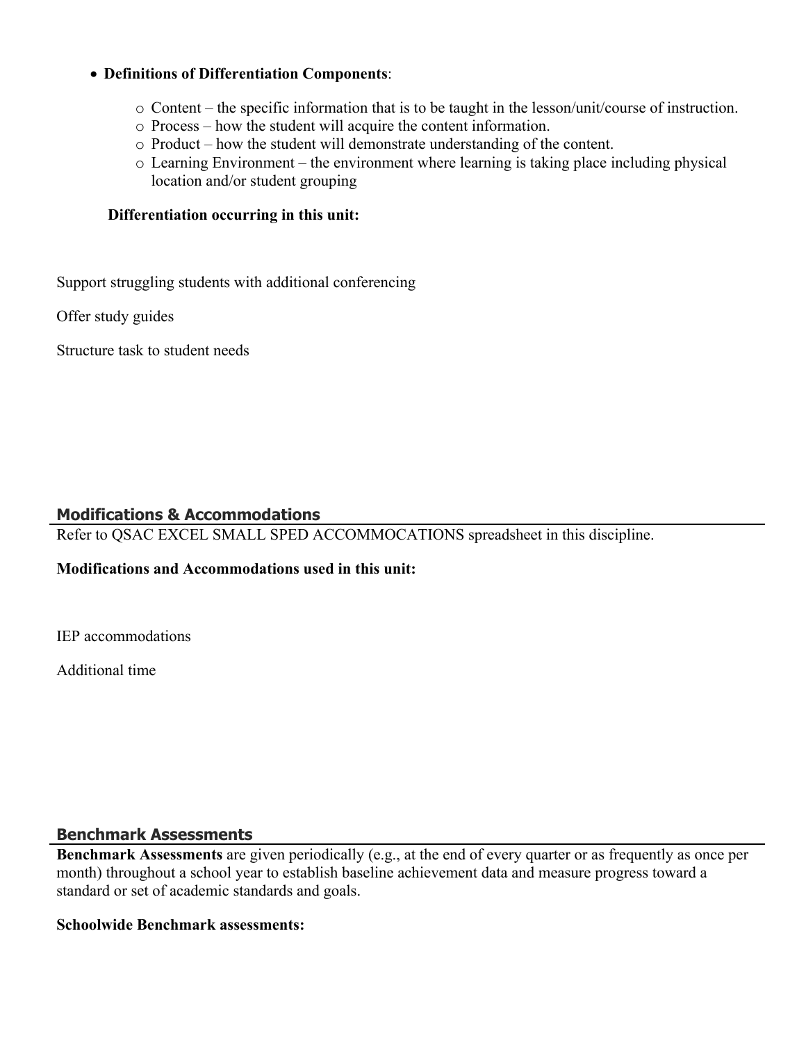- **Definitions of Differentiation Components**:
    - Content – the specific information that is to be taught in the lesson/unit/course of instruction.
    - Process – how the student will acquire the content information.
    - Product – how the student will demonstrate understanding of the content.
    - Learning Environment – the environment where learning is taking place including physical location and/or student grouping

**Differentiation occurring in this unit:**

Support struggling students with additional conferencing

Offer study guides

Structure task to student needs

## Modifications & Accommodations

Refer to QSAC EXCEL SMALL SPED ACCOMMOCATIONS spreadsheet in this discipline.

**Modifications and Accommodations used in this unit:**

IEP accommodations

Additional time

## Benchmark Assessments

**Benchmark Assessments** are given periodically (e.g., at the end of every quarter or as frequently as once per month) throughout a school year to establish baseline achievement data and measure progress toward a standard or set of academic standards and goals.

**Schoolwide Benchmark assessments:**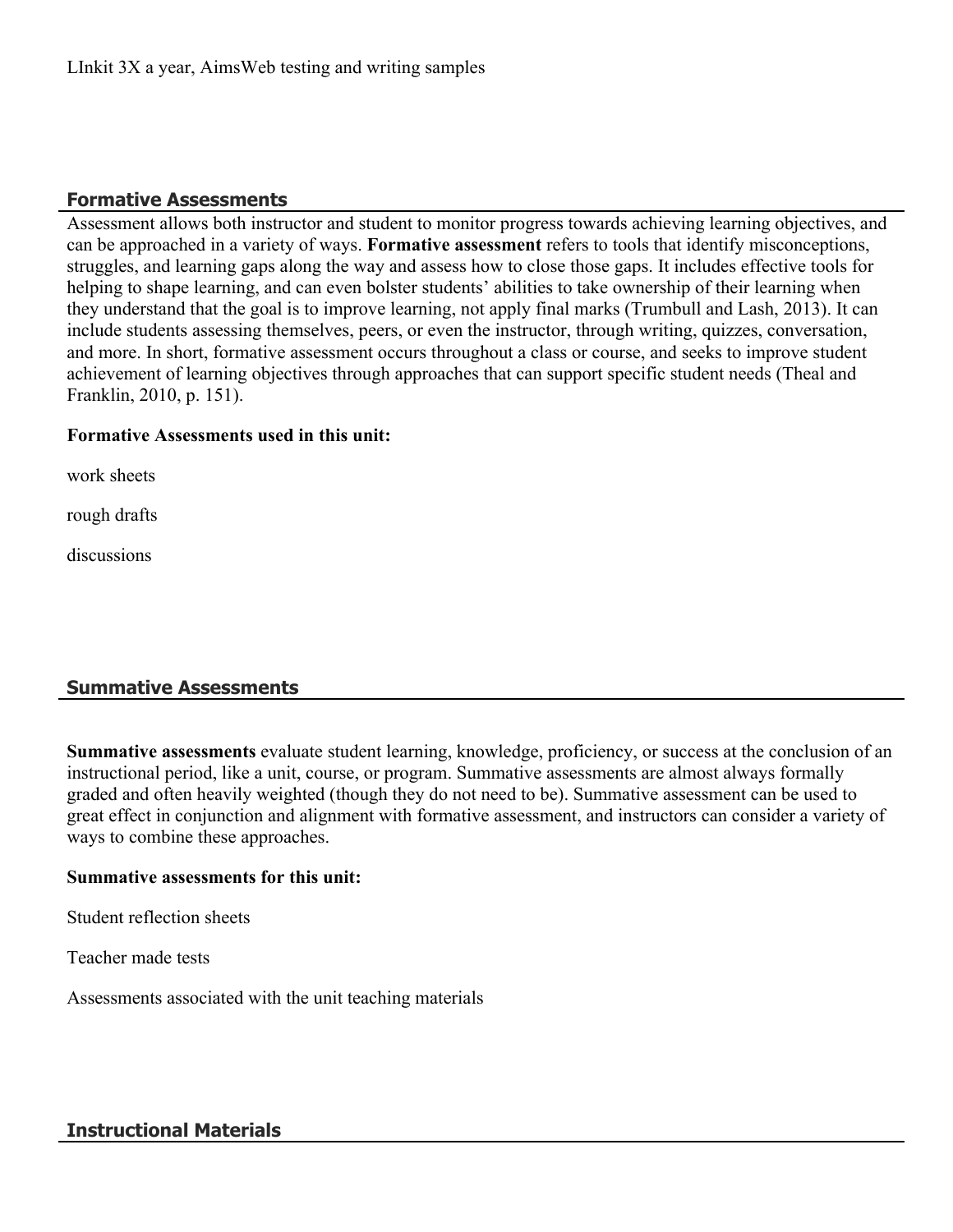LInkit 3X a year, AimsWeb testing and writing samples

## Formative Assessments

Assessment allows both instructor and student to monitor progress towards achieving learning objectives, and can be approached in a variety of ways. **Formative assessment** refers to tools that identify misconceptions, struggles, and learning gaps along the way and assess how to close those gaps. It includes effective tools for helping to shape learning, and can even bolster students' abilities to take ownership of their learning when they understand that the goal is to improve learning, not apply final marks (Trumbull and Lash, 2013). It can include students assessing themselves, peers, or even the instructor, through writing, quizzes, conversation, and more. In short, formative assessment occurs throughout a class or course, and seeks to improve student achievement of learning objectives through approaches that can support specific student needs (Theal and Franklin, 2010, p. 151).

**Formative Assessments used in this unit:**

work sheets

rough drafts

discussions

## Summative Assessments

**Summative assessments** evaluate student learning, knowledge, proficiency, or success at the conclusion of an instructional period, like a unit, course, or program. Summative assessments are almost always formally graded and often heavily weighted (though they do not need to be). Summative assessment can be used to great effect in conjunction and alignment with formative assessment, and instructors can consider a variety of ways to combine these approaches.

**Summative assessments for this unit:**

Student reflection sheets

Teacher made tests

Assessments associated with the unit teaching materials

## Instructional Materials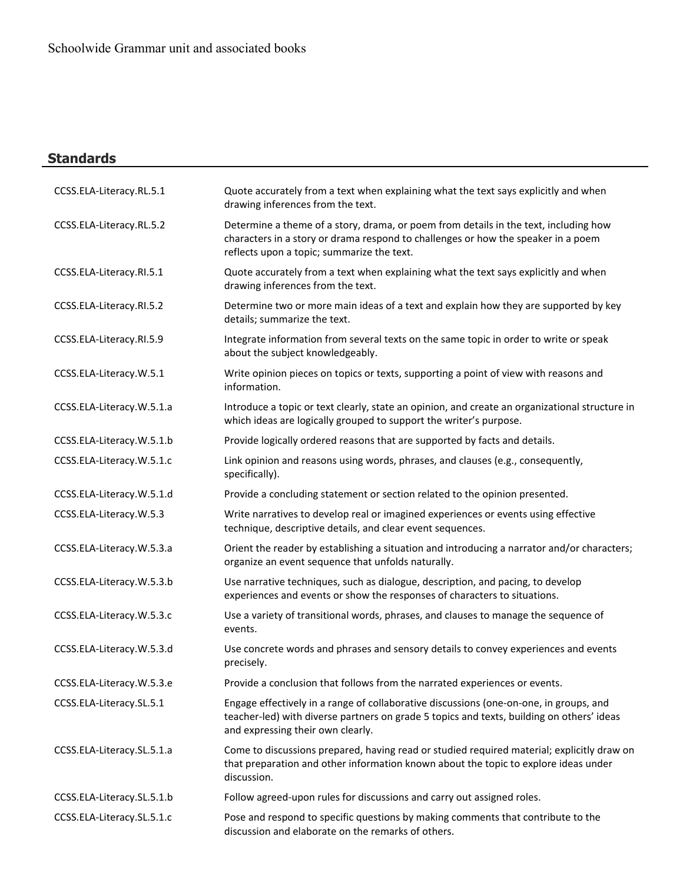Schoolwide Grammar unit and associated books

## Standards

| | |
|---|---|
| CCSS.ELA-Literacy.RL.5.1 | Quote accurately from a text when explaining what the text says explicitly and when drawing inferences from the text. |
| CCSS.ELA-Literacy.RL.5.2 | Determine a theme of a story, drama, or poem from details in the text, including how characters in a story or drama respond to challenges or how the speaker in a poem reflects upon a topic; summarize the text. |
| CCSS.ELA-Literacy.RI.5.1 | Quote accurately from a text when explaining what the text says explicitly and when drawing inferences from the text. |
| CCSS.ELA-Literacy.RI.5.2 | Determine two or more main ideas of a text and explain how they are supported by key details; summarize the text. |
| CCSS.ELA-Literacy.RI.5.9 | Integrate information from several texts on the same topic in order to write or speak about the subject knowledgeably. |
| CCSS.ELA-Literacy.W.5.1 | Write opinion pieces on topics or texts, supporting a point of view with reasons and information. |
| CCSS.ELA-Literacy.W.5.1.a | Introduce a topic or text clearly, state an opinion, and create an organizational structure in which ideas are logically grouped to support the writer's purpose. |
| CCSS.ELA-Literacy.W.5.1.b | Provide logically ordered reasons that are supported by facts and details. |
| CCSS.ELA-Literacy.W.5.1.c | Link opinion and reasons using words, phrases, and clauses (e.g., consequently, specifically). |
| CCSS.ELA-Literacy.W.5.1.d | Provide a concluding statement or section related to the opinion presented. |
| CCSS.ELA-Literacy.W.5.3 | Write narratives to develop real or imagined experiences or events using effective technique, descriptive details, and clear event sequences. |
| CCSS.ELA-Literacy.W.5.3.a | Orient the reader by establishing a situation and introducing a narrator and/or characters; organize an event sequence that unfolds naturally. |
| CCSS.ELA-Literacy.W.5.3.b | Use narrative techniques, such as dialogue, description, and pacing, to develop experiences and events or show the responses of characters to situations. |
| CCSS.ELA-Literacy.W.5.3.c | Use a variety of transitional words, phrases, and clauses to manage the sequence of events. |
| CCSS.ELA-Literacy.W.5.3.d | Use concrete words and phrases and sensory details to convey experiences and events precisely. |
| CCSS.ELA-Literacy.W.5.3.e | Provide a conclusion that follows from the narrated experiences or events. |
| CCSS.ELA-Literacy.SL.5.1 | Engage effectively in a range of collaborative discussions (one-on-one, in groups, and teacher-led) with diverse partners on grade 5 topics and texts, building on others' ideas and expressing their own clearly. |
| CCSS.ELA-Literacy.SL.5.1.a | Come to discussions prepared, having read or studied required material; explicitly draw on that preparation and other information known about the topic to explore ideas under discussion. |
| CCSS.ELA-Literacy.SL.5.1.b | Follow agreed-upon rules for discussions and carry out assigned roles. |
| CCSS.ELA-Literacy.SL.5.1.c | Pose and respond to specific questions by making comments that contribute to the discussion and elaborate on the remarks of others. |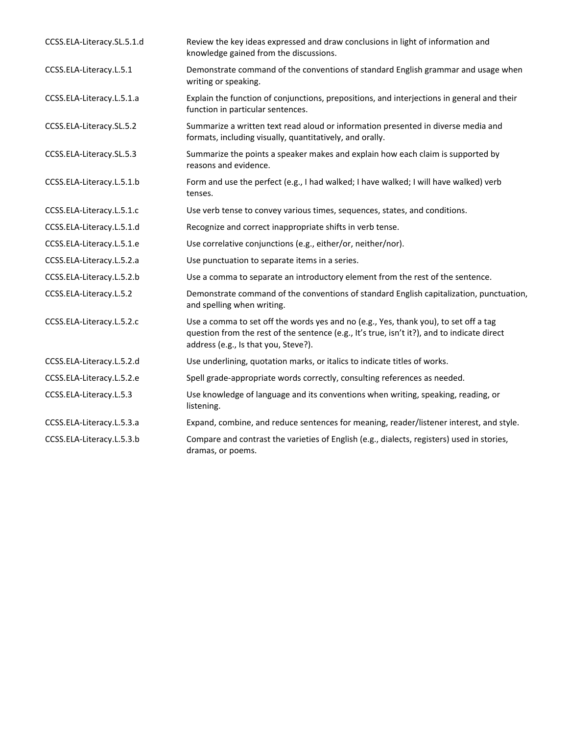| | |
|---|---|
| CCSS.ELA-Literacy.SL.5.1.d | Review the key ideas expressed and draw conclusions in light of information and knowledge gained from the discussions. |
| CCSS.ELA-Literacy.L.5.1 | Demonstrate command of the conventions of standard English grammar and usage when writing or speaking. |
| CCSS.ELA-Literacy.L.5.1.a | Explain the function of conjunctions, prepositions, and interjections in general and their function in particular sentences. |
| CCSS.ELA-Literacy.SL.5.2 | Summarize a written text read aloud or information presented in diverse media and formats, including visually, quantitatively, and orally. |
| CCSS.ELA-Literacy.SL.5.3 | Summarize the points a speaker makes and explain how each claim is supported by reasons and evidence. |
| CCSS.ELA-Literacy.L.5.1.b | Form and use the perfect (e.g., I had walked; I have walked; I will have walked) verb tenses. |
| CCSS.ELA-Literacy.L.5.1.c | Use verb tense to convey various times, sequences, states, and conditions. |
| CCSS.ELA-Literacy.L.5.1.d | Recognize and correct inappropriate shifts in verb tense. |
| CCSS.ELA-Literacy.L.5.1.e | Use correlative conjunctions (e.g., either/or, neither/nor). |
| CCSS.ELA-Literacy.L.5.2.a | Use punctuation to separate items in a series. |
| CCSS.ELA-Literacy.L.5.2.b | Use a comma to separate an introductory element from the rest of the sentence. |
| CCSS.ELA-Literacy.L.5.2 | Demonstrate command of the conventions of standard English capitalization, punctuation, and spelling when writing. |
| CCSS.ELA-Literacy.L.5.2.c | Use a comma to set off the words yes and no (e.g., Yes, thank you), to set off a tag question from the rest of the sentence (e.g., It's true, isn't it?), and to indicate direct address (e.g., Is that you, Steve?). |
| CCSS.ELA-Literacy.L.5.2.d | Use underlining, quotation marks, or italics to indicate titles of works. |
| CCSS.ELA-Literacy.L.5.2.e | Spell grade-appropriate words correctly, consulting references as needed. |
| CCSS.ELA-Literacy.L.5.3 | Use knowledge of language and its conventions when writing, speaking, reading, or listening. |
| CCSS.ELA-Literacy.L.5.3.a | Expand, combine, and reduce sentences for meaning, reader/listener interest, and style. |
| CCSS.ELA-Literacy.L.5.3.b | Compare and contrast the varieties of English (e.g., dialects, registers) used in stories, dramas, or poems. |